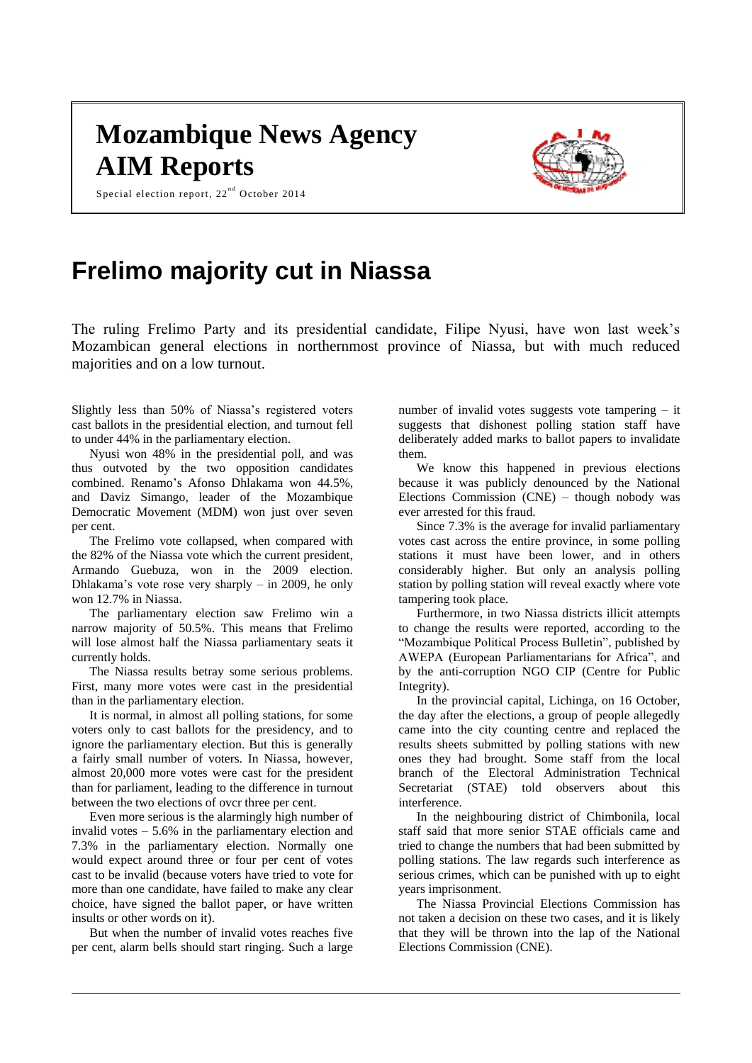# Mozambique News Agency
# AIM Reports

Special election report, 22nd October 2014

## Frelimo majority cut in Niassa

The ruling Frelimo Party and its presidential candidate, Filipe Nyusi, have won last week's Mozambican general elections in northernmost province of Niassa, but with much reduced majorities and on a low turnout.

Slightly less than 50% of Niassa's registered voters cast ballots in the presidential election, and turnout fell to under 44% in the parliamentary election.

Nyusi won 48% in the presidential poll, and was thus outvoted by the two opposition candidates combined. Renamo's Afonso Dhlakama won 44.5%, and Daviz Simango, leader of the Mozambique Democratic Movement (MDM) won just over seven per cent.

The Frelimo vote collapsed, when compared with the 82% of the Niassa vote which the current president, Armando Guebuza, won in the 2009 election. Dhlakama's vote rose very sharply – in 2009, he only won 12.7% in Niassa.

The parliamentary election saw Frelimo win a narrow majority of 50.5%. This means that Frelimo will lose almost half the Niassa parliamentary seats it currently holds.

The Niassa results betray some serious problems. First, many more votes were cast in the presidential than in the parliamentary election.

It is normal, in almost all polling stations, for some voters only to cast ballots for the presidency, and to ignore the parliamentary election. But this is generally a fairly small number of voters. In Niassa, however, almost 20,000 more votes were cast for the president than for parliament, leading to the difference in turnout between the two elections of ovcr three per cent.

Even more serious is the alarmingly high number of invalid votes – 5.6% in the parliamentary election and 7.3% in the parliamentary election. Normally one would expect around three or four per cent of votes cast to be invalid (because voters have tried to vote for more than one candidate, have failed to make any clear choice, have signed the ballot paper, or have written insults or other words on it).

But when the number of invalid votes reaches five per cent, alarm bells should start ringing. Such a large number of invalid votes suggests vote tampering – it suggests that dishonest polling station staff have deliberately added marks to ballot papers to invalidate them.

We know this happened in previous elections because it was publicly denounced by the National Elections Commission (CNE) – though nobody was ever arrested for this fraud.

Since 7.3% is the average for invalid parliamentary votes cast across the entire province, in some polling stations it must have been lower, and in others considerably higher. But only an analysis polling station by polling station will reveal exactly where vote tampering took place.

Furthermore, in two Niassa districts illicit attempts to change the results were reported, according to the "Mozambique Political Process Bulletin", published by AWEPA (European Parliamentarians for Africa", and by the anti-corruption NGO CIP (Centre for Public Integrity).

In the provincial capital, Lichinga, on 16 October, the day after the elections, a group of people allegedly came into the city counting centre and replaced the results sheets submitted by polling stations with new ones they had brought. Some staff from the local branch of the Electoral Administration Technical Secretariat (STAE) told observers about this interference.

In the neighbouring district of Chimbonila, local staff said that more senior STAE officials came and tried to change the numbers that had been submitted by polling stations. The law regards such interference as serious crimes, which can be punished with up to eight years imprisonment.

The Niassa Provincial Elections Commission has not taken a decision on these two cases, and it is likely that they will be thrown into the lap of the National Elections Commission (CNE).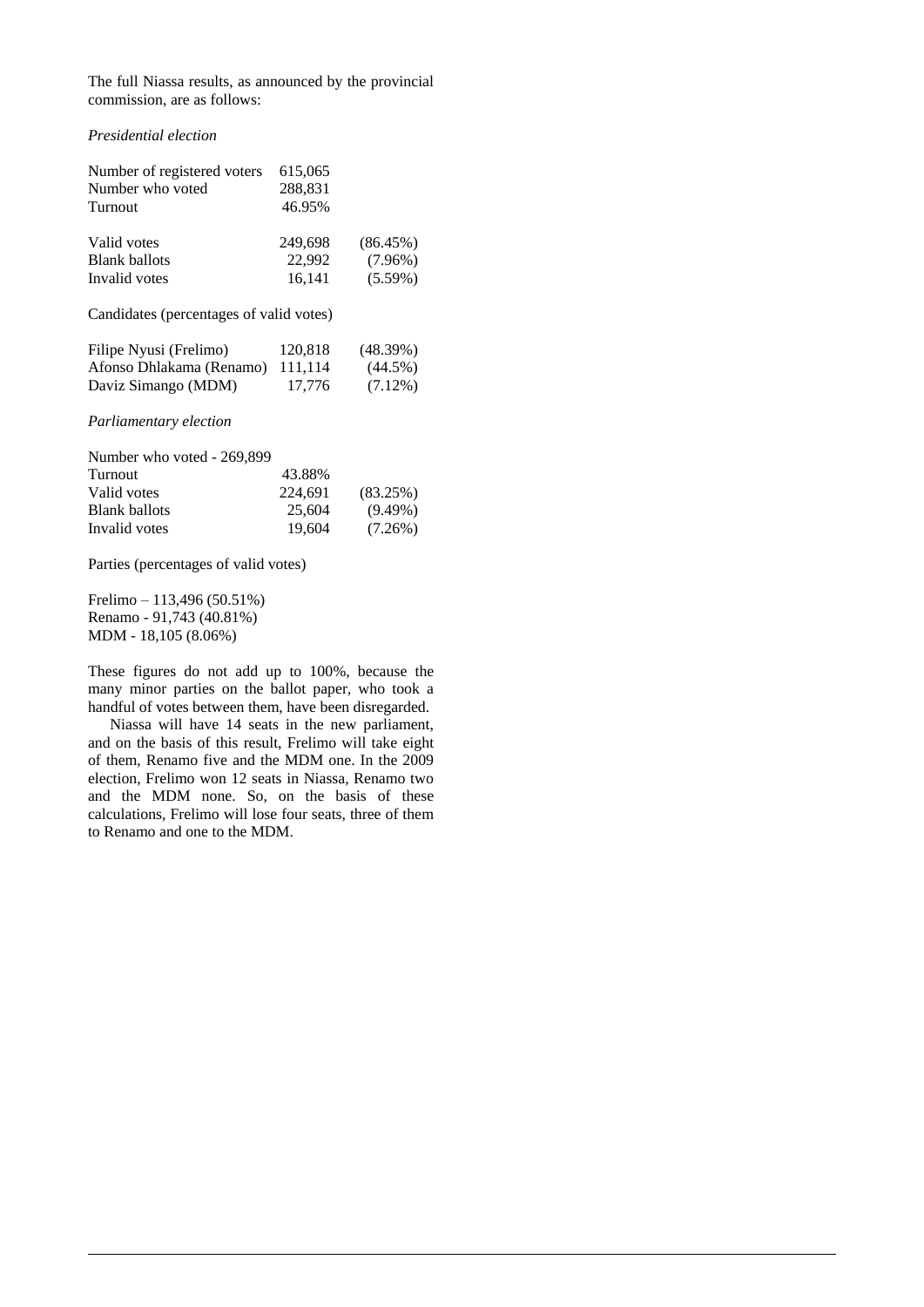The full Niassa results, as announced by the provincial commission, are as follows:

*Presidential election*

| | | |
|---|---|---|
| Number of registered voters | 615,065 | |
| Number who voted | 288,831 | |
| Turnout | 46.95% | |
| Valid votes | 249,698 | (86.45%) |
| Blank ballots | 22,992 | (7.96%) |
| Invalid votes | 16,141 | (5.59%) |

Candidates (percentages of valid votes)

| | | |
|---|---|---|
| Filipe Nyusi (Frelimo) | 120,818 | (48.39%) |
| Afonso Dhlakama (Renamo) | 111,114 | (44.5%) |
| Daviz Simango (MDM) | 17,776 | (7.12%) |

*Parliamentary election*

Number who voted - 269,899

| | | |
|---|---|---|
| Turnout | 43.88% | |
| Valid votes | 224,691 | (83.25%) |
| Blank ballots | 25,604 | (9.49%) |
| Invalid votes | 19,604 | (7.26%) |

Parties (percentages of valid votes)

Frelimo – 113,496 (50.51%)
Renamo - 91,743 (40.81%)
MDM - 18,105 (8.06%)

These figures do not add up to 100%, because the many minor parties on the ballot paper, who took a handful of votes between them, have been disregarded.

Niassa will have 14 seats in the new parliament, and on the basis of this result, Frelimo will take eight of them, Renamo five and the MDM one. In the 2009 election, Frelimo won 12 seats in Niassa, Renamo two and the MDM none. So, on the basis of these calculations, Frelimo will lose four seats, three of them to Renamo and one to the MDM.